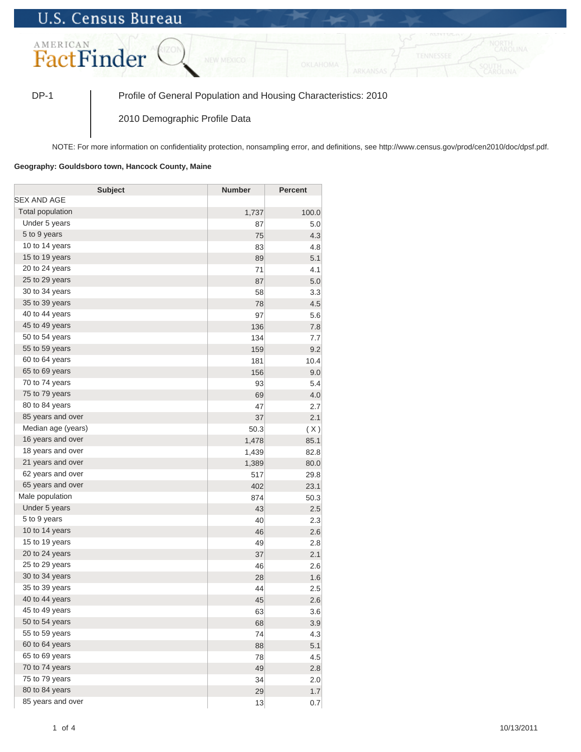U.S. Census Bureau

AMERICAN FactFinder

DP-1 | Profile of General Population and Housing Characteristics: 2010

2010 Demographic Profile Data

NOTE: For more information on confidentiality protection, nonsampling error, and definitions, see http://www.census.gov/prod/cen2010/doc/dpsf.pdf.

**Geography: Gouldsboro town, Hancock County, Maine**

| Subject | Number | Percent |
|---|---|---|
| SEX AND AGE | | |
| Total population | 1,737 | 100.0 |
| Under 5 years | 87 | 5.0 |
| 5 to 9 years | 75 | 4.3 |
| 10 to 14 years | 83 | 4.8 |
| 15 to 19 years | 89 | 5.1 |
| 20 to 24 years | 71 | 4.1 |
| 25 to 29 years | 87 | 5.0 |
| 30 to 34 years | 58 | 3.3 |
| 35 to 39 years | 78 | 4.5 |
| 40 to 44 years | 97 | 5.6 |
| 45 to 49 years | 136 | 7.8 |
| 50 to 54 years | 134 | 7.7 |
| 55 to 59 years | 159 | 9.2 |
| 60 to 64 years | 181 | 10.4 |
| 65 to 69 years | 156 | 9.0 |
| 70 to 74 years | 93 | 5.4 |
| 75 to 79 years | 69 | 4.0 |
| 80 to 84 years | 47 | 2.7 |
| 85 years and over | 37 | 2.1 |
| Median age (years) | 50.3 | ( X ) |
| 16 years and over | 1,478 | 85.1 |
| 18 years and over | 1,439 | 82.8 |
| 21 years and over | 1,389 | 80.0 |
| 62 years and over | 517 | 29.8 |
| 65 years and over | 402 | 23.1 |
| Male population | 874 | 50.3 |
| Under 5 years | 43 | 2.5 |
| 5 to 9 years | 40 | 2.3 |
| 10 to 14 years | 46 | 2.6 |
| 15 to 19 years | 49 | 2.8 |
| 20 to 24 years | 37 | 2.1 |
| 25 to 29 years | 46 | 2.6 |
| 30 to 34 years | 28 | 1.6 |
| 35 to 39 years | 44 | 2.5 |
| 40 to 44 years | 45 | 2.6 |
| 45 to 49 years | 63 | 3.6 |
| 50 to 54 years | 68 | 3.9 |
| 55 to 59 years | 74 | 4.3 |
| 60 to 64 years | 88 | 5.1 |
| 65 to 69 years | 78 | 4.5 |
| 70 to 74 years | 49 | 2.8 |
| 75 to 79 years | 34 | 2.0 |
| 80 to 84 years | 29 | 1.7 |
| 85 years and over | 13 | 0.7 |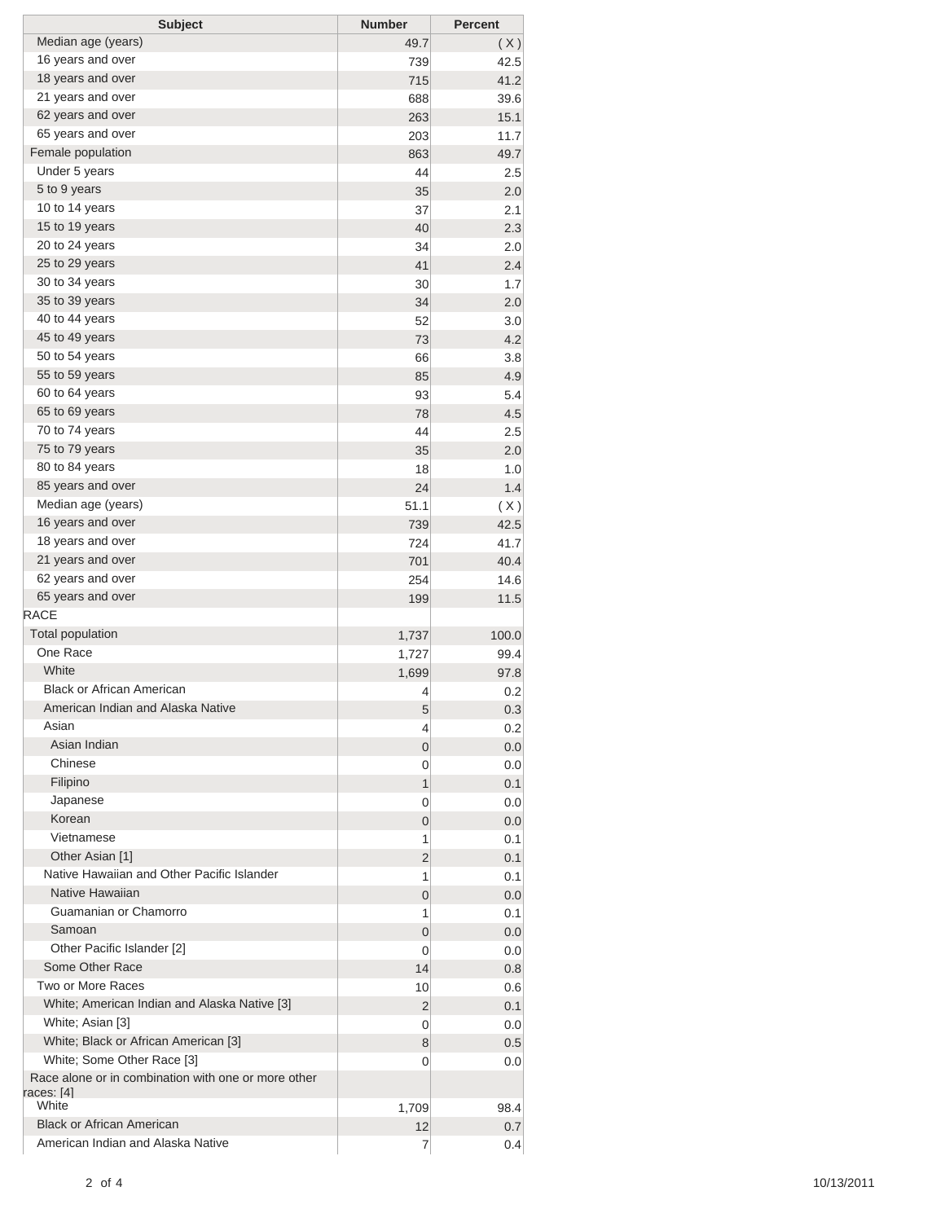| Subject | Number | Percent |
| --- | --- | --- |
| Median age (years) | 49.7 | ( X ) |
| 16 years and over | 739 | 42.5 |
| 18 years and over | 715 | 41.2 |
| 21 years and over | 688 | 39.6 |
| 62 years and over | 263 | 15.1 |
| 65 years and over | 203 | 11.7 |
| Female population | 863 | 49.7 |
| Under 5 years | 44 | 2.5 |
| 5 to 9 years | 35 | 2.0 |
| 10 to 14 years | 37 | 2.1 |
| 15 to 19 years | 40 | 2.3 |
| 20 to 24 years | 34 | 2.0 |
| 25 to 29 years | 41 | 2.4 |
| 30 to 34 years | 30 | 1.7 |
| 35 to 39 years | 34 | 2.0 |
| 40 to 44 years | 52 | 3.0 |
| 45 to 49 years | 73 | 4.2 |
| 50 to 54 years | 66 | 3.8 |
| 55 to 59 years | 85 | 4.9 |
| 60 to 64 years | 93 | 5.4 |
| 65 to 69 years | 78 | 4.5 |
| 70 to 74 years | 44 | 2.5 |
| 75 to 79 years | 35 | 2.0 |
| 80 to 84 years | 18 | 1.0 |
| 85 years and over | 24 | 1.4 |
| Median age (years) | 51.1 | ( X ) |
| 16 years and over | 739 | 42.5 |
| 18 years and over | 724 | 41.7 |
| 21 years and over | 701 | 40.4 |
| 62 years and over | 254 | 14.6 |
| 65 years and over | 199 | 11.5 |
| RACE | | |
| Total population | 1,737 | 100.0 |
| One Race | 1,727 | 99.4 |
| White | 1,699 | 97.8 |
| Black or African American | 4 | 0.2 |
| American Indian and Alaska Native | 5 | 0.3 |
| Asian | 4 | 0.2 |
| Asian Indian | 0 | 0.0 |
| Chinese | 0 | 0.0 |
| Filipino | 1 | 0.1 |
| Japanese | 0 | 0.0 |
| Korean | 0 | 0.0 |
| Vietnamese | 1 | 0.1 |
| Other Asian [1] | 2 | 0.1 |
| Native Hawaiian and Other Pacific Islander | 1 | 0.1 |
| Native Hawaiian | 0 | 0.0 |
| Guamanian or Chamorro | 1 | 0.1 |
| Samoan | 0 | 0.0 |
| Other Pacific Islander [2] | 0 | 0.0 |
| Some Other Race | 14 | 0.8 |
| Two or More Races | 10 | 0.6 |
| White; American Indian and Alaska Native [3] | 2 | 0.1 |
| White; Asian [3] | 0 | 0.0 |
| White; Black or African American [3] | 8 | 0.5 |
| White; Some Other Race [3] | 0 | 0.0 |
| Race alone or in combination with one or more other races: [4] | | |
| White | 1,709 | 98.4 |
| Black or African American | 12 | 0.7 |
| American Indian and Alaska Native | 7 | 0.4 |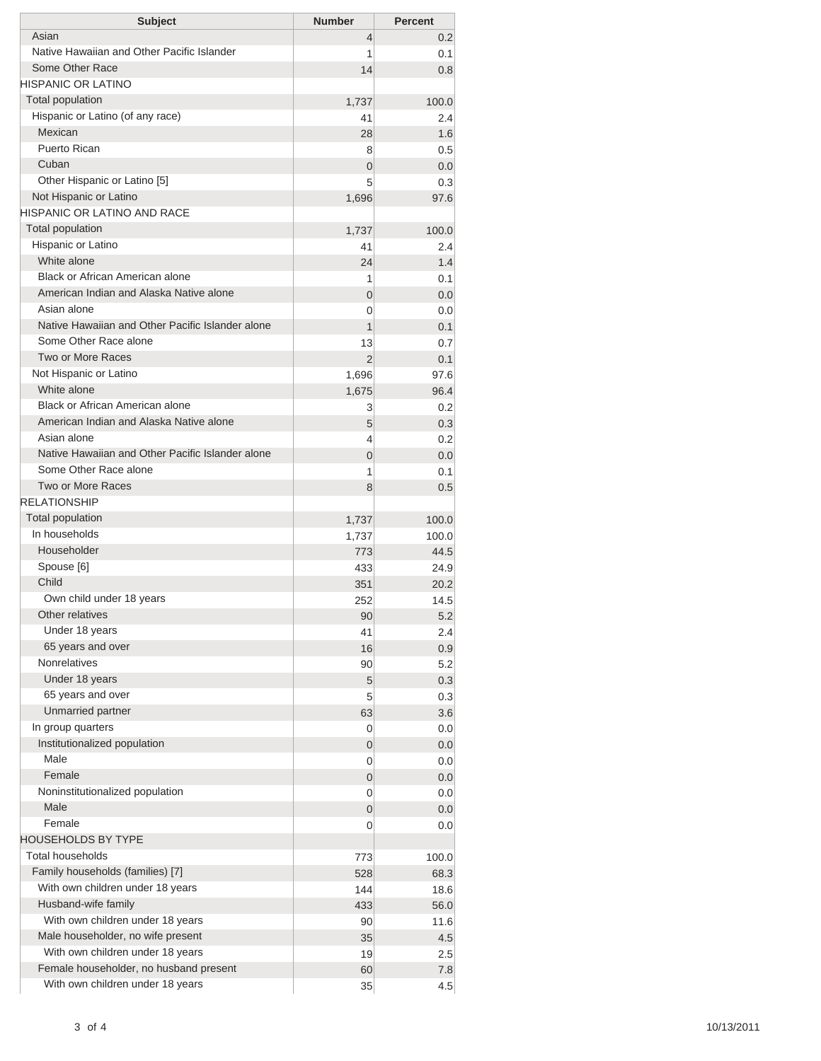| Subject | Number | Percent |
| --- | --- | --- |
| Asian | 4 | 0.2 |
| Native Hawaiian and Other Pacific Islander | 1 | 0.1 |
| Some Other Race | 14 | 0.8 |
| HISPANIC OR LATINO | | |
| Total population | 1,737 | 100.0 |
| Hispanic or Latino (of any race) | 41 | 2.4 |
| Mexican | 28 | 1.6 |
| Puerto Rican | 8 | 0.5 |
| Cuban | 0 | 0.0 |
| Other Hispanic or Latino [5] | 5 | 0.3 |
| Not Hispanic or Latino | 1,696 | 97.6 |
| HISPANIC OR LATINO AND RACE | | |
| Total population | 1,737 | 100.0 |
| Hispanic or Latino | 41 | 2.4 |
| White alone | 24 | 1.4 |
| Black or African American alone | 1 | 0.1 |
| American Indian and Alaska Native alone | 0 | 0.0 |
| Asian alone | 0 | 0.0 |
| Native Hawaiian and Other Pacific Islander alone | 1 | 0.1 |
| Some Other Race alone | 13 | 0.7 |
| Two or More Races | 2 | 0.1 |
| Not Hispanic or Latino | 1,696 | 97.6 |
| White alone | 1,675 | 96.4 |
| Black or African American alone | 3 | 0.2 |
| American Indian and Alaska Native alone | 5 | 0.3 |
| Asian alone | 4 | 0.2 |
| Native Hawaiian and Other Pacific Islander alone | 0 | 0.0 |
| Some Other Race alone | 1 | 0.1 |
| Two or More Races | 8 | 0.5 |
| RELATIONSHIP | | |
| Total population | 1,737 | 100.0 |
| In households | 1,737 | 100.0 |
| Householder | 773 | 44.5 |
| Spouse [6] | 433 | 24.9 |
| Child | 351 | 20.2 |
| Own child under 18 years | 252 | 14.5 |
| Other relatives | 90 | 5.2 |
| Under 18 years | 41 | 2.4 |
| 65 years and over | 16 | 0.9 |
| Nonrelatives | 90 | 5.2 |
| Under 18 years | 5 | 0.3 |
| 65 years and over | 5 | 0.3 |
| Unmarried partner | 63 | 3.6 |
| In group quarters | 0 | 0.0 |
| Institutionalized population | 0 | 0.0 |
| Male | 0 | 0.0 |
| Female | 0 | 0.0 |
| Noninstitutionalized population | 0 | 0.0 |
| Male | 0 | 0.0 |
| Female | 0 | 0.0 |
| HOUSEHOLDS BY TYPE | | |
| Total households | 773 | 100.0 |
| Family households (families) [7] | 528 | 68.3 |
| With own children under 18 years | 144 | 18.6 |
| Husband-wife family | 433 | 56.0 |
| With own children under 18 years | 90 | 11.6 |
| Male householder, no wife present | 35 | 4.5 |
| With own children under 18 years | 19 | 2.5 |
| Female householder, no husband present | 60 | 7.8 |
| With own children under 18 years | 35 | 4.5 |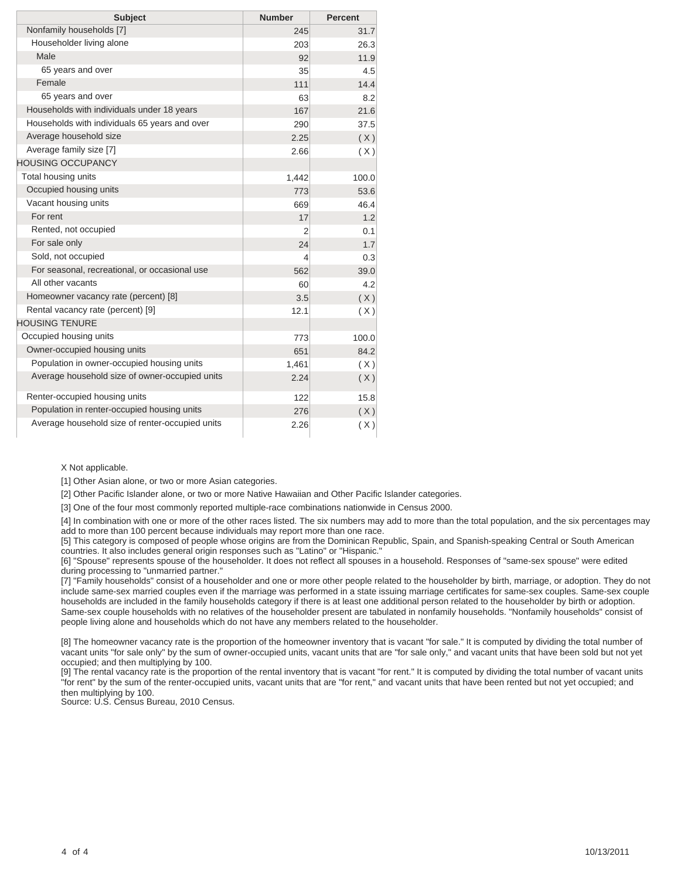| Subject | Number | Percent |
|---|---|---|
| Nonfamily households [7] | 245 | 31.7 |
| Householder living alone | 203 | 26.3 |
| Male | 92 | 11.9 |
| 65 years and over | 35 | 4.5 |
| Female | 111 | 14.4 |
| 65 years and over | 63 | 8.2 |
| Households with individuals under 18 years | 167 | 21.6 |
| Households with individuals 65 years and over | 290 | 37.5 |
| Average household size | 2.25 | ( X ) |
| Average family size [7] | 2.66 | ( X ) |
| HOUSING OCCUPANCY | | |
| Total housing units | 1,442 | 100.0 |
| Occupied housing units | 773 | 53.6 |
| Vacant housing units | 669 | 46.4 |
| For rent | 17 | 1.2 |
| Rented, not occupied | 2 | 0.1 |
| For sale only | 24 | 1.7 |
| Sold, not occupied | 4 | 0.3 |
| For seasonal, recreational, or occasional use | 562 | 39.0 |
| All other vacants | 60 | 4.2 |
| Homeowner vacancy rate (percent) [8] | 3.5 | ( X ) |
| Rental vacancy rate (percent) [9] | 12.1 | ( X ) |
| HOUSING TENURE | | |
| Occupied housing units | 773 | 100.0 |
| Owner-occupied housing units | 651 | 84.2 |
| Population in owner-occupied housing units | 1,461 | ( X ) |
| Average household size of owner-occupied units | 2.24 | ( X ) |
| Renter-occupied housing units | 122 | 15.8 |
| Population in renter-occupied housing units | 276 | ( X ) |
| Average household size of renter-occupied units | 2.26 | ( X ) |

X Not applicable.

[1] Other Asian alone, or two or more Asian categories.

[2] Other Pacific Islander alone, or two or more Native Hawaiian and Other Pacific Islander categories.

[3] One of the four most commonly reported multiple-race combinations nationwide in Census 2000.

[4] In combination with one or more of the other races listed. The six numbers may add to more than the total population, and the six percentages may add to more than 100 percent because individuals may report more than one race.

[5] This category is composed of people whose origins are from the Dominican Republic, Spain, and Spanish-speaking Central or South American countries. It also includes general origin responses such as "Latino" or "Hispanic."

[6] "Spouse" represents spouse of the householder. It does not reflect all spouses in a household. Responses of "same-sex spouse" were edited during processing to "unmarried partner."

[7] "Family households" consist of a householder and one or more other people related to the householder by birth, marriage, or adoption. They do not include same-sex married couples even if the marriage was performed in a state issuing marriage certificates for same-sex couples. Same-sex couple households are included in the family households category if there is at least one additional person related to the householder by birth or adoption. Same-sex couple households with no relatives of the householder present are tabulated in nonfamily households. "Nonfamily households" consist of people living alone and households which do not have any members related to the householder.

[8] The homeowner vacancy rate is the proportion of the homeowner inventory that is vacant "for sale." It is computed by dividing the total number of vacant units "for sale only" by the sum of owner-occupied units, vacant units that are "for sale only," and vacant units that have been sold but not yet occupied; and then multiplying by 100.

[9] The rental vacancy rate is the proportion of the rental inventory that is vacant "for rent." It is computed by dividing the total number of vacant units "for rent" by the sum of the renter-occupied units, vacant units that are "for rent," and vacant units that have been rented but not yet occupied; and then multiplying by 100.

Source: U.S. Census Bureau, 2010 Census.